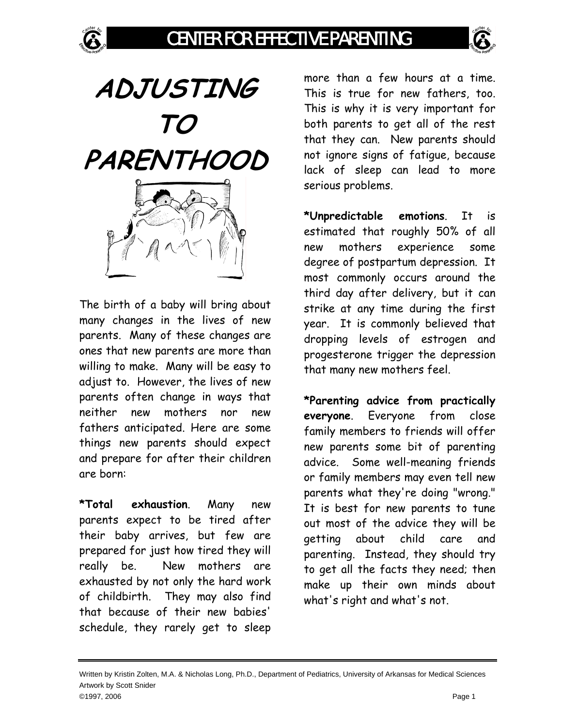# ADJUSTING TO PARENTHOOD

The birth of a baby will bring about many changes in the lives of new parents. Many of these changes are ones that new parents are more than willing to make. Many will be easy to adjust to. However, the lives of new parents often change in ways that neither new mothers nor new fathers anticipated. Here are some things new parents should expect and prepare for after their children are born:

***Total exhaustion**. Many new parents expect to be tired after their baby arrives, but few are prepared for just how tired they will really be. New mothers are exhausted by not only the hard work of childbirth. They may also find that because of their new babies' schedule, they rarely get to sleep more than a few hours at a time. This is true for new fathers, too. This is why it is very important for both parents to get all of the rest that they can. New parents should not ignore signs of fatigue, because lack of sleep can lead to more serious problems.

***Unpredictable emotions**. It is estimated that roughly 50% of all new mothers experience some degree of postpartum depression. It most commonly occurs around the third day after delivery, but it can strike at any time during the first year. It is commonly believed that dropping levels of estrogen and progesterone trigger the depression that many new mothers feel.

***Parenting advice from practically everyone**. Everyone from close family members to friends will offer new parents some bit of parenting advice. Some well-meaning friends or family members may even tell new parents what they're doing "wrong." It is best for new parents to tune out most of the advice they will be getting about child care and parenting. Instead, they should try to get all the facts they need; then make up their own minds about what's right and what's not.

Written by Kristin Zolten, M.A. & Nicholas Long, Ph.D., Department of Pediatrics, University of Arkansas for Medical Sciences
Artwork by Scott Snider
©1997, 2006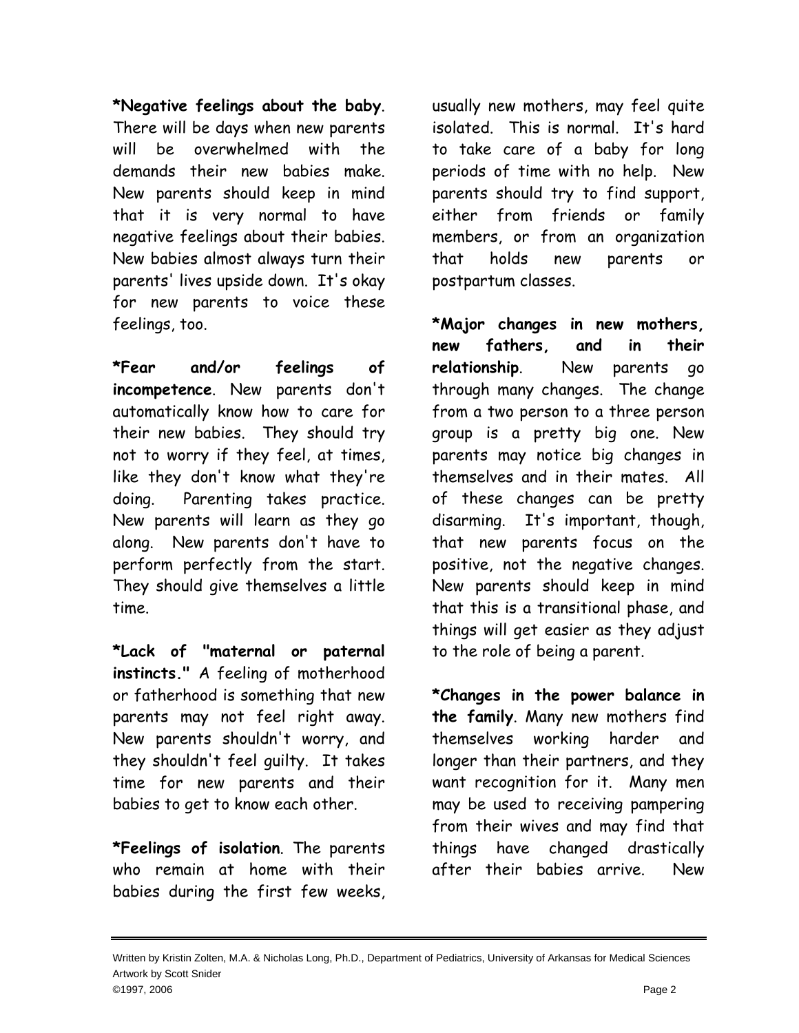***Negative feelings about the baby**. There will be days when new parents will be overwhelmed with the demands their new babies make. New parents should keep in mind that it is very normal to have negative feelings about their babies. New babies almost always turn their parents' lives upside down. It's okay for new parents to voice these feelings, too.

***Fear and/or feelings of incompetence**. New parents don't automatically know how to care for their new babies. They should try not to worry if they feel, at times, like they don't know what they're doing. Parenting takes practice. New parents will learn as they go along. New parents don't have to perform perfectly from the start. They should give themselves a little time.

***Lack of "maternal or paternal instincts."** A feeling of motherhood or fatherhood is something that new parents may not feel right away. New parents shouldn't worry, and they shouldn't feel guilty. It takes time for new parents and their babies to get to know each other.

***Feelings of isolation**. The parents who remain at home with their babies during the first few weeks, usually new mothers, may feel quite isolated. This is normal. It's hard to take care of a baby for long periods of time with no help. New parents should try to find support, either from friends or family members, or from an organization that holds new parents or postpartum classes.

***Major changes in new mothers, new fathers, and in their relationship**. New parents go through many changes. The change from a two person to a three person group is a pretty big one. New parents may notice big changes in themselves and in their mates. All of these changes can be pretty disarming. It's important, though, that new parents focus on the positive, not the negative changes. New parents should keep in mind that this is a transitional phase, and things will get easier as they adjust to the role of being a parent.

***Changes in the power balance in the family**. Many new mothers find themselves working harder and longer than their partners, and they want recognition for it. Many men may be used to receiving pampering from their wives and may find that things have changed drastically after their babies arrive. New

Written by Kristin Zolten, M.A. & Nicholas Long, Ph.D., Department of Pediatrics, University of Arkansas for Medical Sciences
Artwork by Scott Snider
©1997, 2006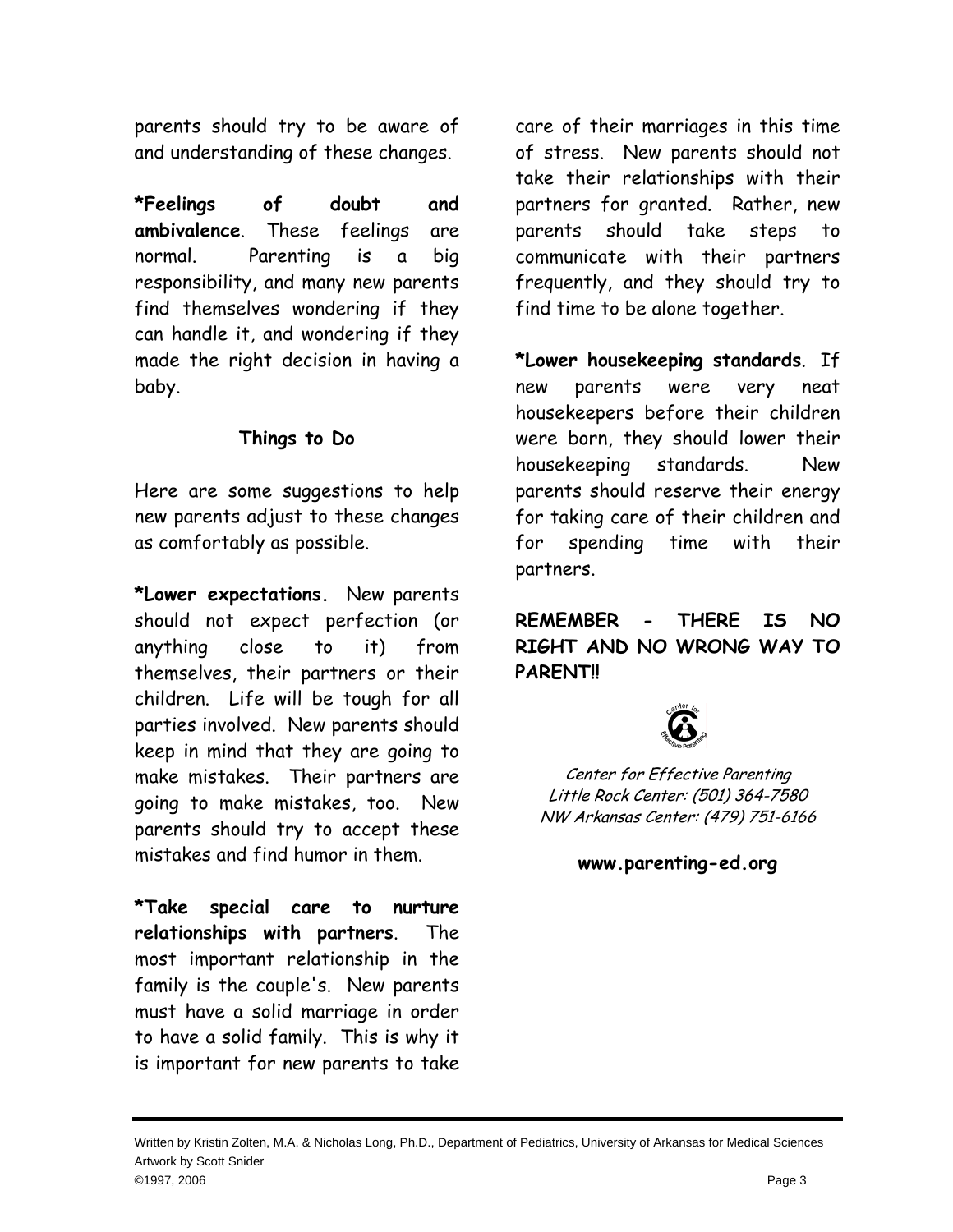parents should try to be aware of and understanding of these changes.

**\*Feelings of doubt and ambivalence**. These feelings are normal. Parenting is a big responsibility, and many new parents find themselves wondering if they can handle it, and wondering if they made the right decision in having a baby.

### Things to Do

Here are some suggestions to help new parents adjust to these changes as comfortably as possible.

**\*Lower expectations.** New parents should not expect perfection (or anything close to it) from themselves, their partners or their children. Life will be tough for all parties involved. New parents should keep in mind that they are going to make mistakes. Their partners are going to make mistakes, too. New parents should try to accept these mistakes and find humor in them.

**\*Take special care to nurture relationships with partners**. The most important relationship in the family is the couple's. New parents must have a solid marriage in order to have a solid family. This is why it is important for new parents to take care of their marriages in this time of stress. New parents should not take their relationships with their partners for granted. Rather, new parents should take steps to communicate with their partners frequently, and they should try to find time to be alone together.

**\*Lower housekeeping standards**. If new parents were very neat housekeepers before their children were born, they should lower their housekeeping standards. New parents should reserve their energy for taking care of their children and for spending time with their partners.

**REMEMBER - THERE IS NO RIGHT AND NO WRONG WAY TO PARENT!!**

*Center for Effective Parenting*
*Little Rock Center: (501) 364-7580*
*NW Arkansas Center: (479) 751-6166*

**www.parenting-ed.org**

Written by Kristin Zolten, M.A. & Nicholas Long, Ph.D., Department of Pediatrics, University of Arkansas for Medical Sciences
Artwork by Scott Snider
©1997, 2006